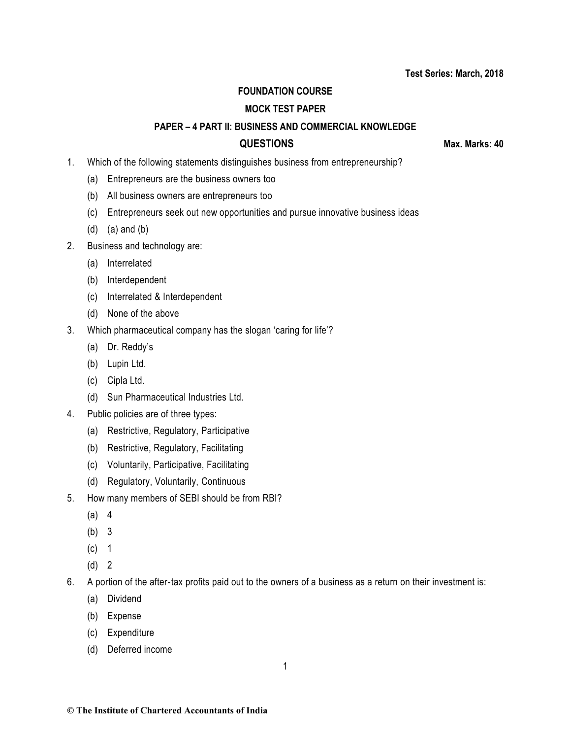**Test Series: March, 2018**

# FOUNDATION COURSE

## MOCK TEST PAPER

## PAPER – 4 PART II: BUSINESS AND COMMERCIAL KNOWLEDGE

## QUESTIONS

**Max. Marks: 40**

1. Which of the following statements distinguishes business from entrepreneurship?
   - (a) Entrepreneurs are the business owners too
   - (b) All business owners are entrepreneurs too
   - (c) Entrepreneurs seek out new opportunities and pursue innovative business ideas
   - (d) (a) and (b)

2. Business and technology are:
   - (a) Interrelated
   - (b) Interdependent
   - (c) Interrelated & Interdependent
   - (d) None of the above

3. Which pharmaceutical company has the slogan 'caring for life'?
   - (a) Dr. Reddy's
   - (b) Lupin Ltd.
   - (c) Cipla Ltd.
   - (d) Sun Pharmaceutical Industries Ltd.

4. Public policies are of three types:
   - (a) Restrictive, Regulatory, Participative
   - (b) Restrictive, Regulatory, Facilitating
   - (c) Voluntarily, Participative, Facilitating
   - (d) Regulatory, Voluntarily, Continuous

5. How many members of SEBI should be from RBI?
   - (a) 4
   - (b) 3
   - (c) 1
   - (d) 2

6. A portion of the after-tax profits paid out to the owners of a business as a return on their investment is:
   - (a) Dividend
   - (b) Expense
   - (c) Expenditure
   - (d) Deferred income

© The Institute of Chartered Accountants of India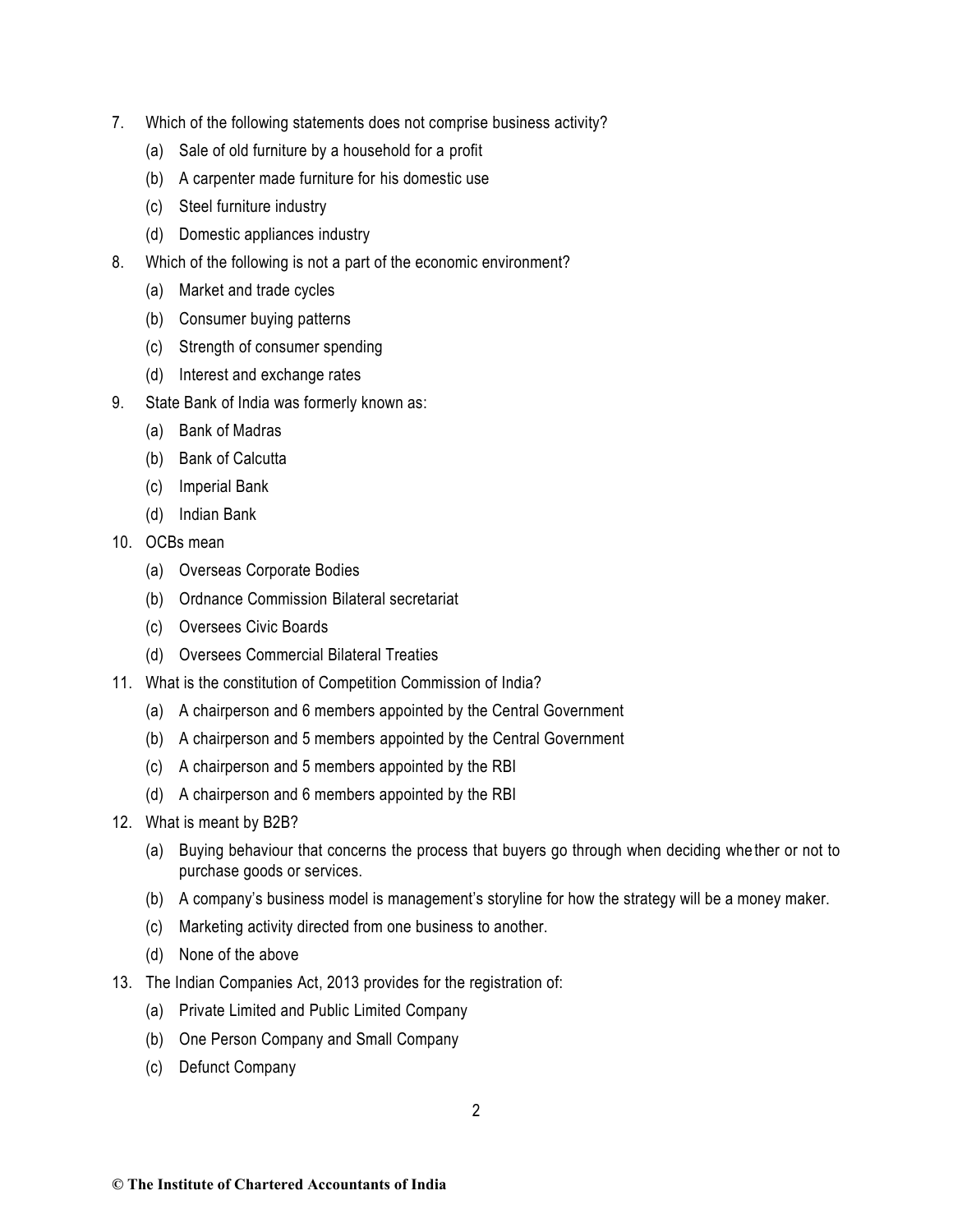7. Which of the following statements does not comprise business activity?
   (a) Sale of old furniture by a household for a profit
   (b) A carpenter made furniture for his domestic use
   (c) Steel furniture industry
   (d) Domestic appliances industry

8. Which of the following is not a part of the economic environment?
   (a) Market and trade cycles
   (b) Consumer buying patterns
   (c) Strength of consumer spending
   (d) Interest and exchange rates

9. State Bank of India was formerly known as:
   (a) Bank of Madras
   (b) Bank of Calcutta
   (c) Imperial Bank
   (d) Indian Bank

10. OCBs mean
    (a) Overseas Corporate Bodies
    (b) Ordnance Commission Bilateral secretariat
    (c) Oversees Civic Boards
    (d) Oversees Commercial Bilateral Treaties

11. What is the constitution of Competition Commission of India?
    (a) A chairperson and 6 members appointed by the Central Government
    (b) A chairperson and 5 members appointed by the Central Government
    (c) A chairperson and 5 members appointed by the RBI
    (d) A chairperson and 6 members appointed by the RBI

12. What is meant by B2B?
    (a) Buying behaviour that concerns the process that buyers go through when deciding whether or not to purchase goods or services.
    (b) A company's business model is management's storyline for how the strategy will be a money maker.
    (c) Marketing activity directed from one business to another.
    (d) None of the above

13. The Indian Companies Act, 2013 provides for the registration of:
    (a) Private Limited and Public Limited Company
    (b) One Person Company and Small Company
    (c) Defunct Company

© The Institute of Chartered Accountants of India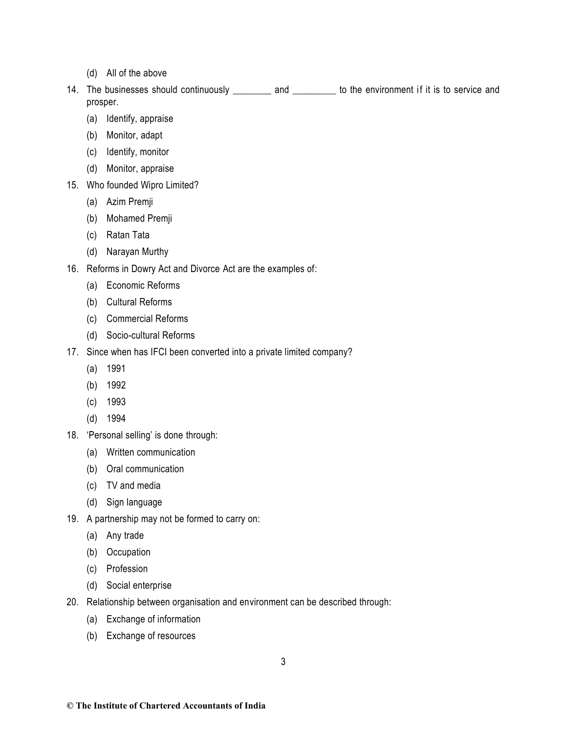(d) All of the above

14. The businesses should continuously ________ and _________ to the environment if it is to service and prosper.

    (a) Identify, appraise

    (b) Monitor, adapt

    (c) Identify, monitor

    (d) Monitor, appraise

15. Who founded Wipro Limited?

    (a) Azim Premji

    (b) Mohamed Premji

    (c) Ratan Tata

    (d) Narayan Murthy

16. Reforms in Dowry Act and Divorce Act are the examples of:

    (a) Economic Reforms

    (b) Cultural Reforms

    (c) Commercial Reforms

    (d) Socio-cultural Reforms

17. Since when has IFCI been converted into a private limited company?

    (a) 1991

    (b) 1992

    (c) 1993

    (d) 1994

18. 'Personal selling' is done through:

    (a) Written communication

    (b) Oral communication

    (c) TV and media

    (d) Sign language

19. A partnership may not be formed to carry on:

    (a) Any trade

    (b) Occupation

    (c) Profession

    (d) Social enterprise

20. Relationship between organisation and environment can be described through:

    (a) Exchange of information

    (b) Exchange of resources

© The Institute of Chartered Accountants of India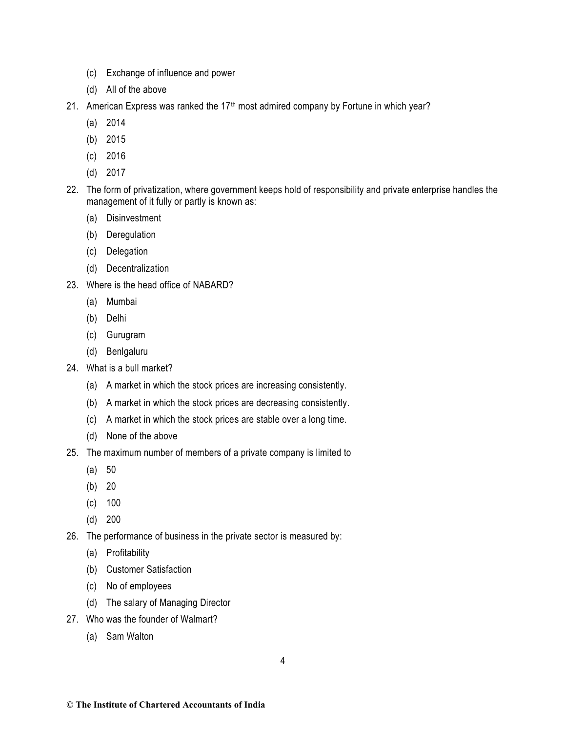(c) Exchange of influence and power

(d) All of the above

21. American Express was ranked the 17th most admired company by Fortune in which year?

    (a) 2014

    (b) 2015

    (c) 2016

    (d) 2017

22. The form of privatization, where government keeps hold of responsibility and private enterprise handles the management of it fully or partly is known as:

    (a) Disinvestment

    (b) Deregulation

    (c) Delegation

    (d) Decentralization

23. Where is the head office of NABARD?

    (a) Mumbai

    (b) Delhi

    (c) Gurugram

    (d) Benlgaluru

24. What is a bull market?

    (a) A market in which the stock prices are increasing consistently.

    (b) A market in which the stock prices are decreasing consistently.

    (c) A market in which the stock prices are stable over a long time.

    (d) None of the above

25. The maximum number of members of a private company is limited to

    (a) 50

    (b) 20

    (c) 100

    (d) 200

26. The performance of business in the private sector is measured by:

    (a) Profitability

    (b) Customer Satisfaction

    (c) No of employees

    (d) The salary of Managing Director

27. Who was the founder of Walmart?

    (a) Sam Walton

**© The Institute of Chartered Accountants of India**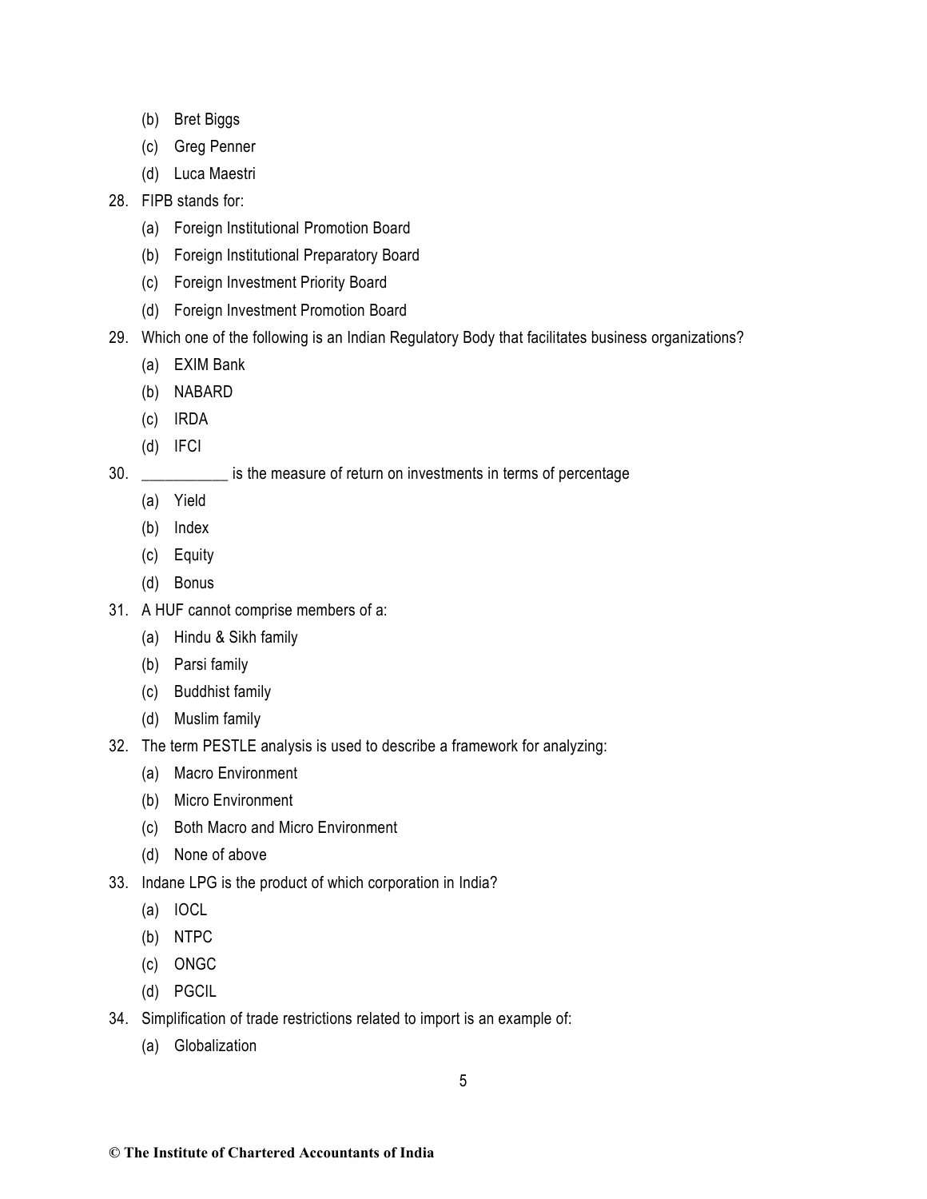(b) Bret Biggs

(c) Greg Penner

(d) Luca Maestri

28. FIPB stands for:

    (a) Foreign Institutional Promotion Board

    (b) Foreign Institutional Preparatory Board

    (c) Foreign Investment Priority Board

    (d) Foreign Investment Promotion Board

29. Which one of the following is an Indian Regulatory Body that facilitates business organizations?

    (a) EXIM Bank

    (b) NABARD

    (c) IRDA

    (d) IFCI

30. ___________ is the measure of return on investments in terms of percentage

    (a) Yield

    (b) Index

    (c) Equity

    (d) Bonus

31. A HUF cannot comprise members of a:

    (a) Hindu & Sikh family

    (b) Parsi family

    (c) Buddhist family

    (d) Muslim family

32. The term PESTLE analysis is used to describe a framework for analyzing:

    (a) Macro Environment

    (b) Micro Environment

    (c) Both Macro and Micro Environment

    (d) None of above

33. Indane LPG is the product of which corporation in India?

    (a) IOCL

    (b) NTPC

    (c) ONGC

    (d) PGCIL

34. Simplification of trade restrictions related to import is an example of:

    (a) Globalization

© The Institute of Chartered Accountants of India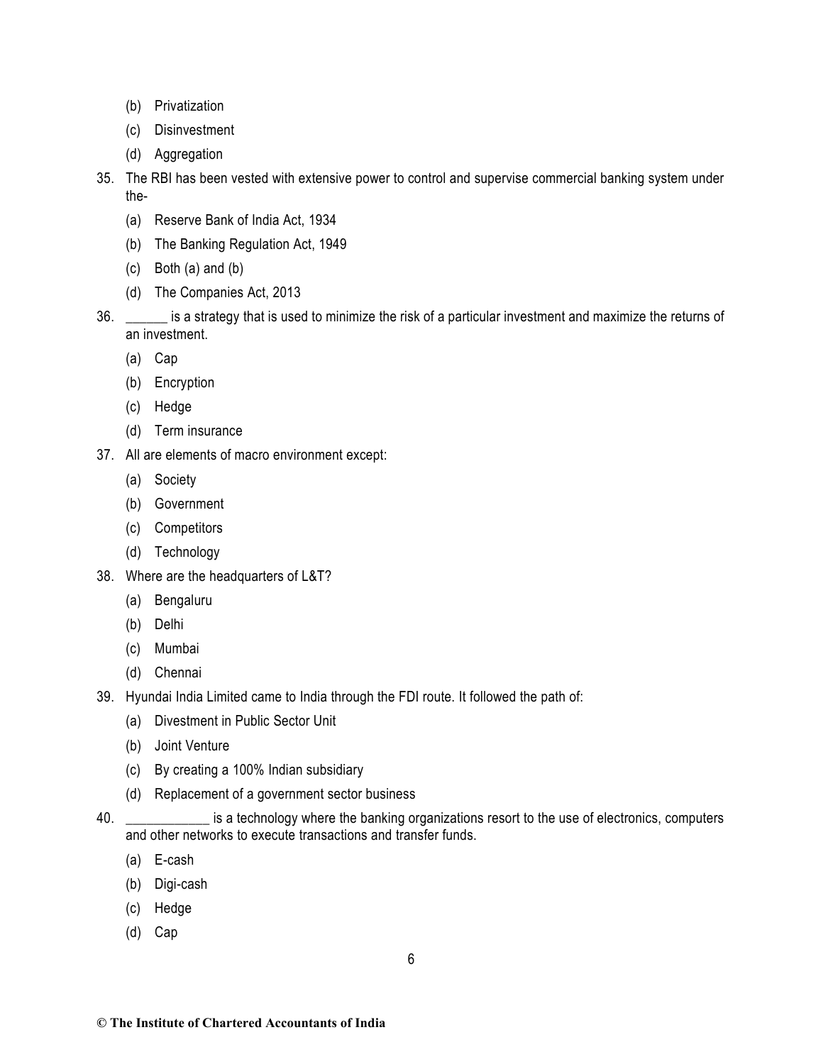(b) Privatization

(c) Disinvestment

(d) Aggregation

35. The RBI has been vested with extensive power to control and supervise commercial banking system under the-

(a) Reserve Bank of India Act, 1934

(b) The Banking Regulation Act, 1949

(c) Both (a) and (b)

(d) The Companies Act, 2013

36. ______ is a strategy that is used to minimize the risk of a particular investment and maximize the returns of an investment.

(a) Cap

(b) Encryption

(c) Hedge

(d) Term insurance

37. All are elements of macro environment except:

(a) Society

(b) Government

(c) Competitors

(d) Technology

38. Where are the headquarters of L&T?

(a) Bengaluru

(b) Delhi

(c) Mumbai

(d) Chennai

39. Hyundai India Limited came to India through the FDI route. It followed the path of:

(a) Divestment in Public Sector Unit

(b) Joint Venture

(c) By creating a 100% Indian subsidiary

(d) Replacement of a government sector business

40. ____________ is a technology where the banking organizations resort to the use of electronics, computers and other networks to execute transactions and transfer funds.

(a) E-cash

(b) Digi-cash

(c) Hedge

(d) Cap

© The Institute of Chartered Accountants of India